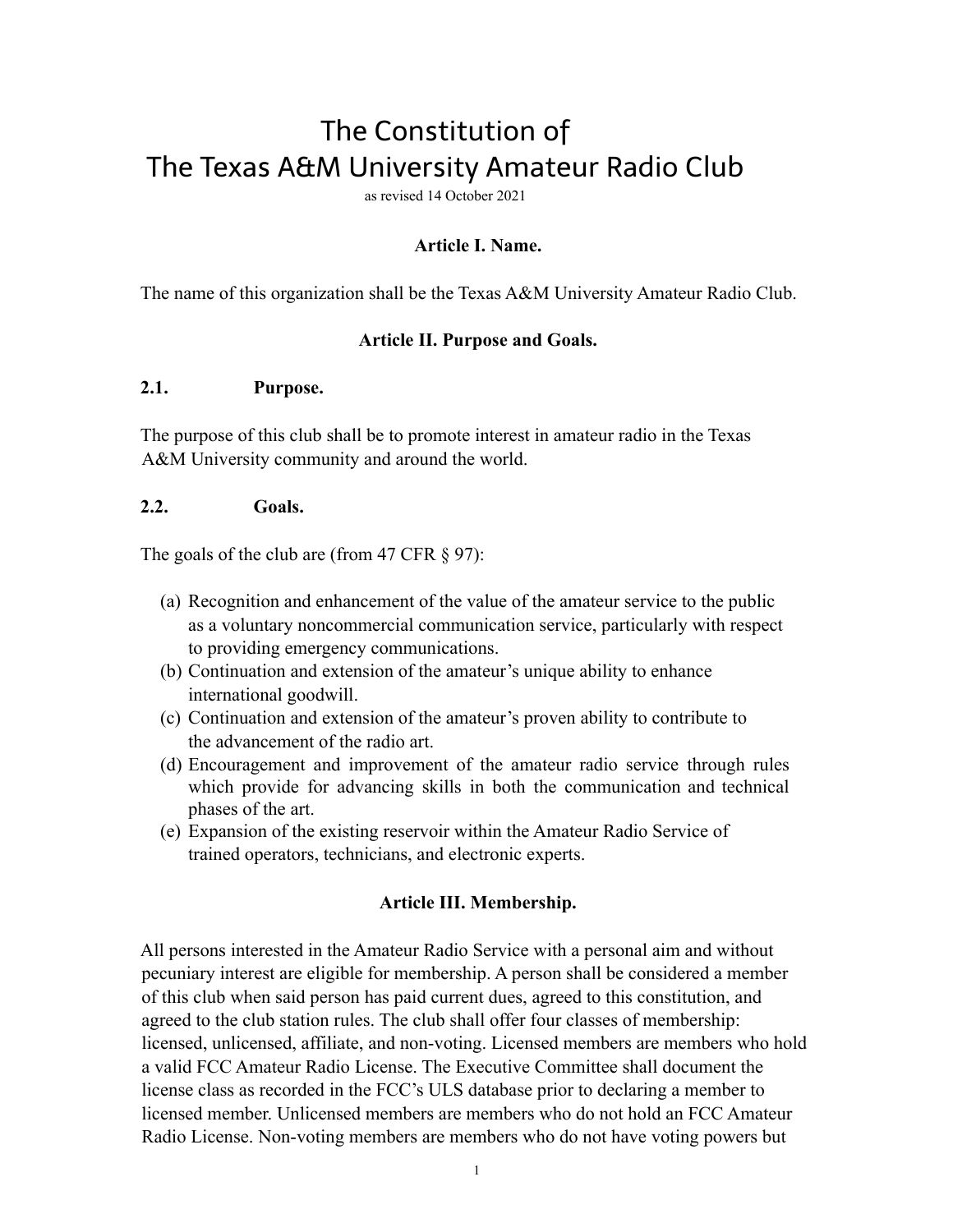# The Constitution of The Texas A&M University Amateur Radio Club

as revised 14 October 2021

## Article I. Name.

The name of this organization shall be the Texas A&M University Amateur Radio Club.

## Article II. Purpose and Goals.

### 2.1. Purpose.

The purpose of this club shall be to promote interest in amateur radio in the Texas A&M University community and around the world.

### 2.2. Goals.

The goals of the club are (from 47 CFR § 97):

(a) Recognition and enhancement of the value of the amateur service to the public as a voluntary noncommercial communication service, particularly with respect to providing emergency communications.
(b) Continuation and extension of the amateur's unique ability to enhance international goodwill.
(c) Continuation and extension of the amateur's proven ability to contribute to the advancement of the radio art.
(d) Encouragement and improvement of the amateur radio service through rules which provide for advancing skills in both the communication and technical phases of the art.
(e) Expansion of the existing reservoir within the Amateur Radio Service of trained operators, technicians, and electronic experts.

## Article III. Membership.

All persons interested in the Amateur Radio Service with a personal aim and without pecuniary interest are eligible for membership. A person shall be considered a member of this club when said person has paid current dues, agreed to this constitution, and agreed to the club station rules. The club shall offer four classes of membership: licensed, unlicensed, affiliate, and non-voting. Licensed members are members who hold a valid FCC Amateur Radio License. The Executive Committee shall document the license class as recorded in the FCC's ULS database prior to declaring a member to licensed member. Unlicensed members are members who do not hold an FCC Amateur Radio License. Non-voting members are members who do not have voting powers but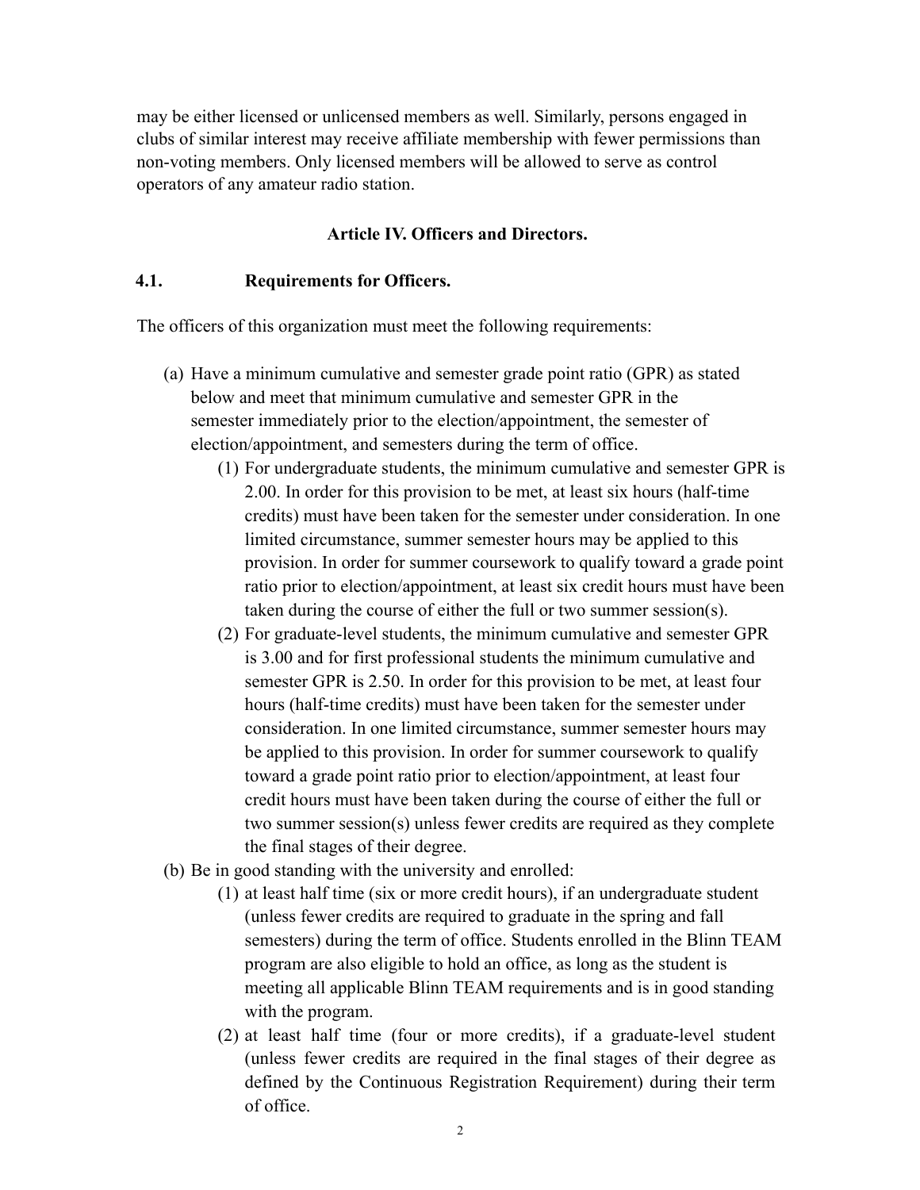may be either licensed or unlicensed members as well. Similarly, persons engaged in clubs of similar interest may receive affiliate membership with fewer permissions than non-voting members. Only licensed members will be allowed to serve as control operators of any amateur radio station.

## Article IV. Officers and Directors.

### 4.1. Requirements for Officers.

The officers of this organization must meet the following requirements:

(a) Have a minimum cumulative and semester grade point ratio (GPR) as stated below and meet that minimum cumulative and semester GPR in the semester immediately prior to the election/appointment, the semester of election/appointment, and semesters during the term of office.

  (1) For undergraduate students, the minimum cumulative and semester GPR is 2.00. In order for this provision to be met, at least six hours (half-time credits) must have been taken for the semester under consideration. In one limited circumstance, summer semester hours may be applied to this provision. In order for summer coursework to qualify toward a grade point ratio prior to election/appointment, at least six credit hours must have been taken during the course of either the full or two summer session(s).

  (2) For graduate-level students, the minimum cumulative and semester GPR is 3.00 and for first professional students the minimum cumulative and semester GPR is 2.50. In order for this provision to be met, at least four hours (half-time credits) must have been taken for the semester under consideration. In one limited circumstance, summer semester hours may be applied to this provision. In order for summer coursework to qualify toward a grade point ratio prior to election/appointment, at least four credit hours must have been taken during the course of either the full or two summer session(s) unless fewer credits are required as they complete the final stages of their degree.

(b) Be in good standing with the university and enrolled:

  (1) at least half time (six or more credit hours), if an undergraduate student (unless fewer credits are required to graduate in the spring and fall semesters) during the term of office. Students enrolled in the Blinn TEAM program are also eligible to hold an office, as long as the student is meeting all applicable Blinn TEAM requirements and is in good standing with the program.

  (2) at least half time (four or more credits), if a graduate-level student (unless fewer credits are required in the final stages of their degree as defined by the Continuous Registration Requirement) during their term of office.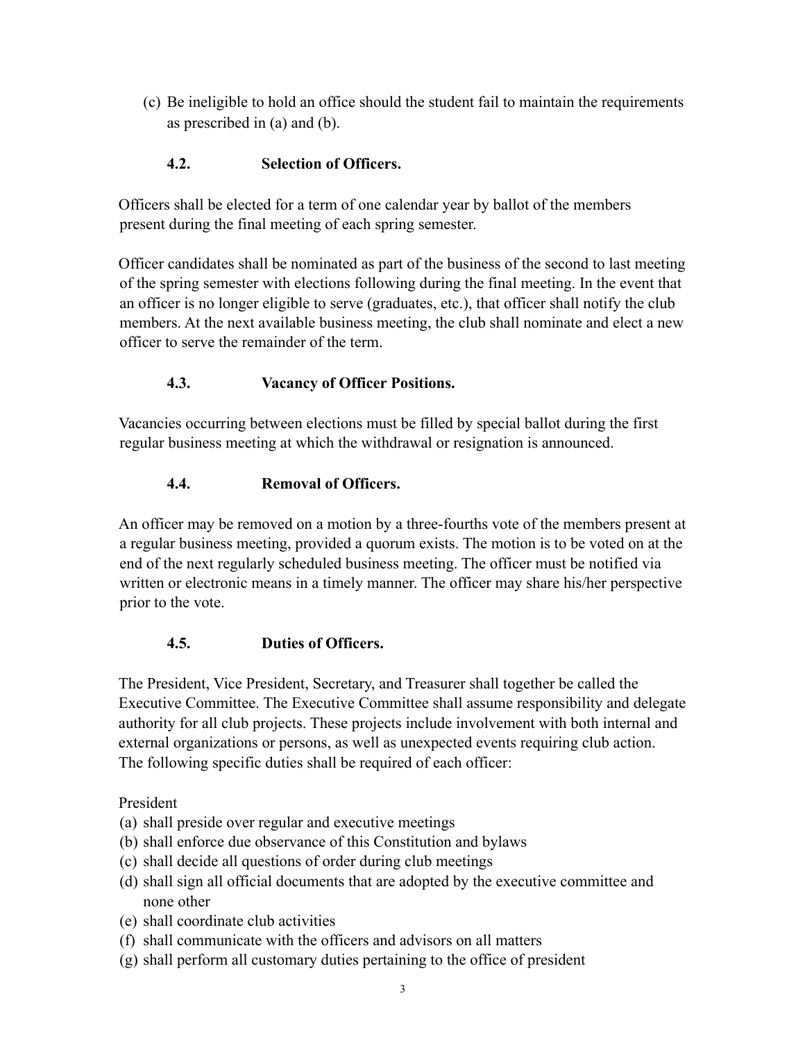(c) Be ineligible to hold an office should the student fail to maintain the requirements as prescribed in (a) and (b).

### 4.2. Selection of Officers.

Officers shall be elected for a term of one calendar year by ballot of the members present during the final meeting of each spring semester.

Officer candidates shall be nominated as part of the business of the second to last meeting of the spring semester with elections following during the final meeting. In the event that an officer is no longer eligible to serve (graduates, etc.), that officer shall notify the club members. At the next available business meeting, the club shall nominate and elect a new officer to serve the remainder of the term.

### 4.3. Vacancy of Officer Positions.

Vacancies occurring between elections must be filled by special ballot during the first regular business meeting at which the withdrawal or resignation is announced.

### 4.4. Removal of Officers.

An officer may be removed on a motion by a three-fourths vote of the members present at a regular business meeting, provided a quorum exists. The motion is to be voted on at the end of the next regularly scheduled business meeting. The officer must be notified via written or electronic means in a timely manner. The officer may share his/her perspective prior to the vote.

### 4.5. Duties of Officers.

The President, Vice President, Secretary, and Treasurer shall together be called the Executive Committee. The Executive Committee shall assume responsibility and delegate authority for all club projects. These projects include involvement with both internal and external organizations or persons, as well as unexpected events requiring club action. The following specific duties shall be required of each officer:

President

(a) shall preside over regular and executive meetings
(b) shall enforce due observance of this Constitution and bylaws
(c) shall decide all questions of order during club meetings
(d) shall sign all official documents that are adopted by the executive committee and none other
(e) shall coordinate club activities
(f) shall communicate with the officers and advisors on all matters
(g) shall perform all customary duties pertaining to the office of president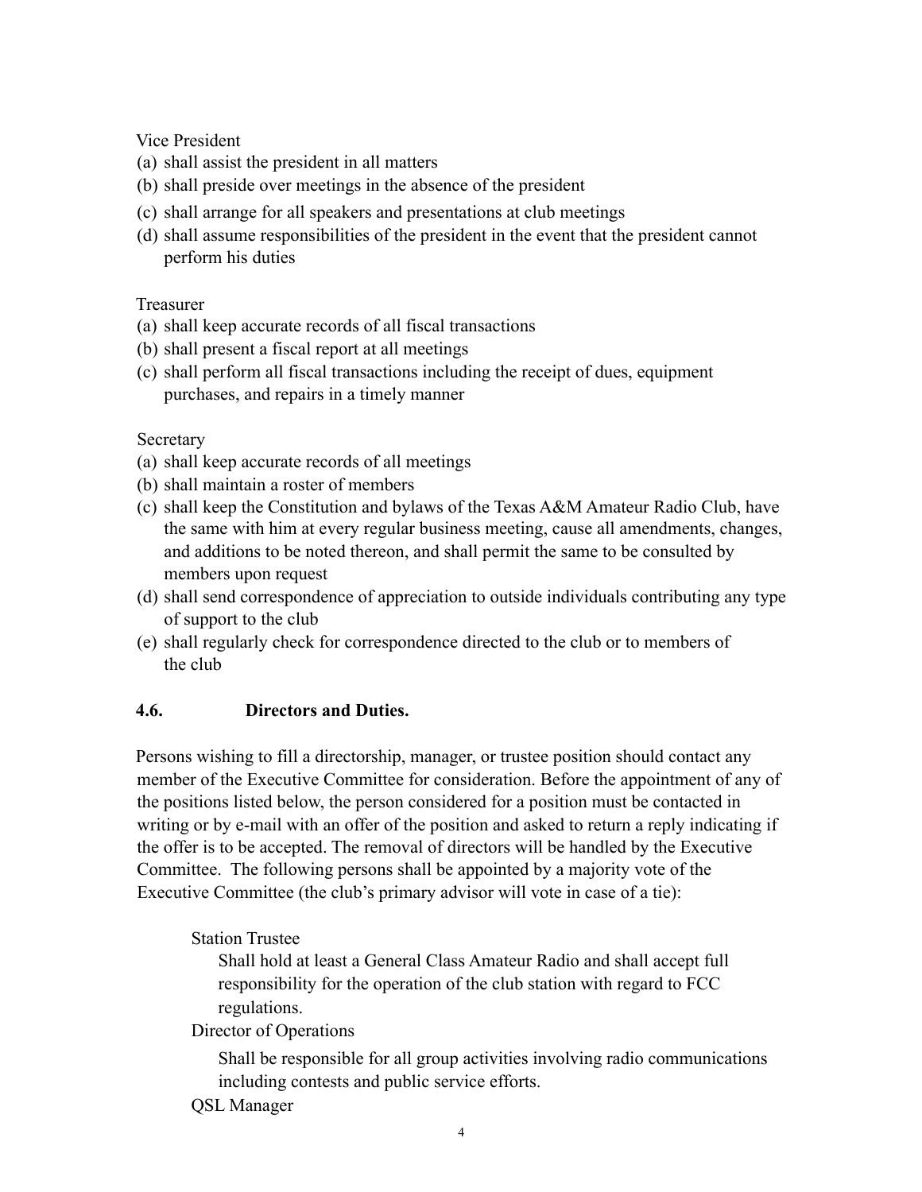Vice President

(a) shall assist the president in all matters
(b) shall preside over meetings in the absence of the president
(c) shall arrange for all speakers and presentations at club meetings
(d) shall assume responsibilities of the president in the event that the president cannot perform his duties

Treasurer

(a) shall keep accurate records of all fiscal transactions
(b) shall present a fiscal report at all meetings
(c) shall perform all fiscal transactions including the receipt of dues, equipment purchases, and repairs in a timely manner

Secretary

(a) shall keep accurate records of all meetings
(b) shall maintain a roster of members
(c) shall keep the Constitution and bylaws of the Texas A&M Amateur Radio Club, have the same with him at every regular business meeting, cause all amendments, changes, and additions to be noted thereon, and shall permit the same to be consulted by members upon request
(d) shall send correspondence of appreciation to outside individuals contributing any type of support to the club
(e) shall regularly check for correspondence directed to the club or to members of the club

### 4.6. Directors and Duties.

Persons wishing to fill a directorship, manager, or trustee position should contact any member of the Executive Committee for consideration. Before the appointment of any of the positions listed below, the person considered for a position must be contacted in writing or by e-mail with an offer of the position and asked to return a reply indicating if the offer is to be accepted. The removal of directors will be handled by the Executive Committee. The following persons shall be appointed by a majority vote of the Executive Committee (the club's primary advisor will vote in case of a tie):

Station Trustee

Shall hold at least a General Class Amateur Radio and shall accept full responsibility for the operation of the club station with regard to FCC regulations.

Director of Operations

Shall be responsible for all group activities involving radio communications including contests and public service efforts.

QSL Manager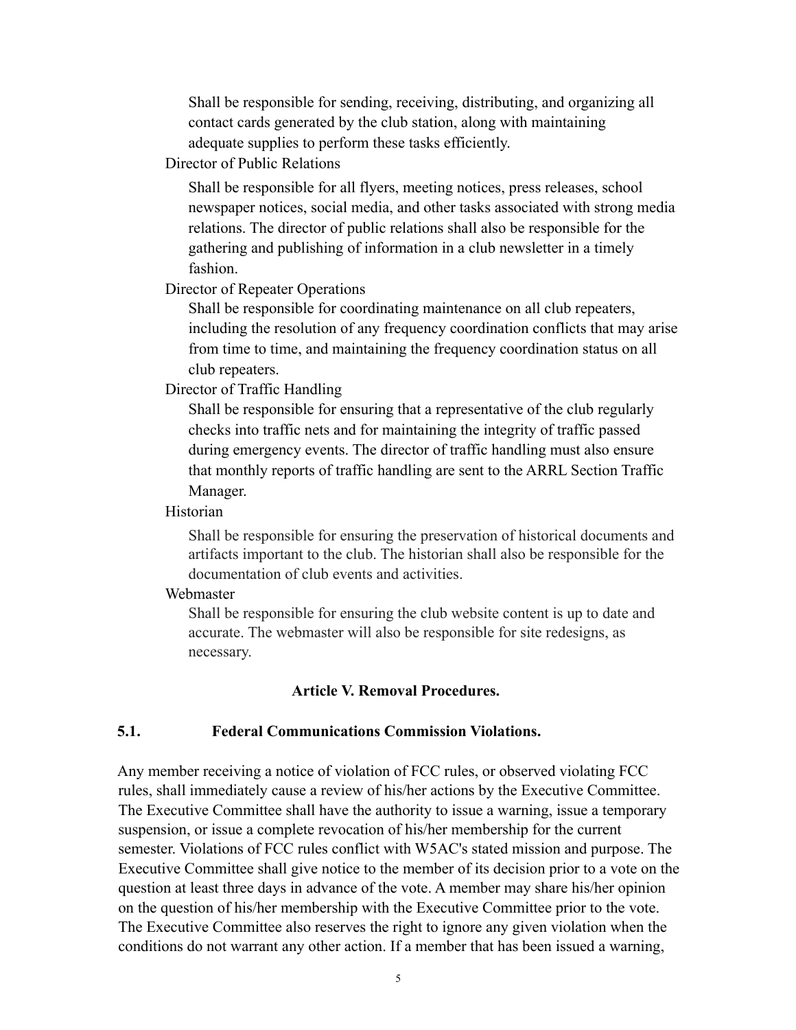Shall be responsible for sending, receiving, distributing, and organizing all contact cards generated by the club station, along with maintaining adequate supplies to perform these tasks efficiently.

Director of Public Relations

Shall be responsible for all flyers, meeting notices, press releases, school newspaper notices, social media, and other tasks associated with strong media relations. The director of public relations shall also be responsible for the gathering and publishing of information in a club newsletter in a timely fashion.

Director of Repeater Operations

Shall be responsible for coordinating maintenance on all club repeaters, including the resolution of any frequency coordination conflicts that may arise from time to time, and maintaining the frequency coordination status on all club repeaters.

Director of Traffic Handling

Shall be responsible for ensuring that a representative of the club regularly checks into traffic nets and for maintaining the integrity of traffic passed during emergency events. The director of traffic handling must also ensure that monthly reports of traffic handling are sent to the ARRL Section Traffic Manager.

Historian

Shall be responsible for ensuring the preservation of historical documents and artifacts important to the club. The historian shall also be responsible for the documentation of club events and activities.

Webmaster

Shall be responsible for ensuring the club website content is up to date and accurate. The webmaster will also be responsible for site redesigns, as necessary.

## Article V. Removal Procedures.

### 5.1. Federal Communications Commission Violations.

Any member receiving a notice of violation of FCC rules, or observed violating FCC rules, shall immediately cause a review of his/her actions by the Executive Committee. The Executive Committee shall have the authority to issue a warning, issue a temporary suspension, or issue a complete revocation of his/her membership for the current semester. Violations of FCC rules conflict with W5AC's stated mission and purpose. The Executive Committee shall give notice to the member of its decision prior to a vote on the question at least three days in advance of the vote. A member may share his/her opinion on the question of his/her membership with the Executive Committee prior to the vote. The Executive Committee also reserves the right to ignore any given violation when the conditions do not warrant any other action. If a member that has been issued a warning,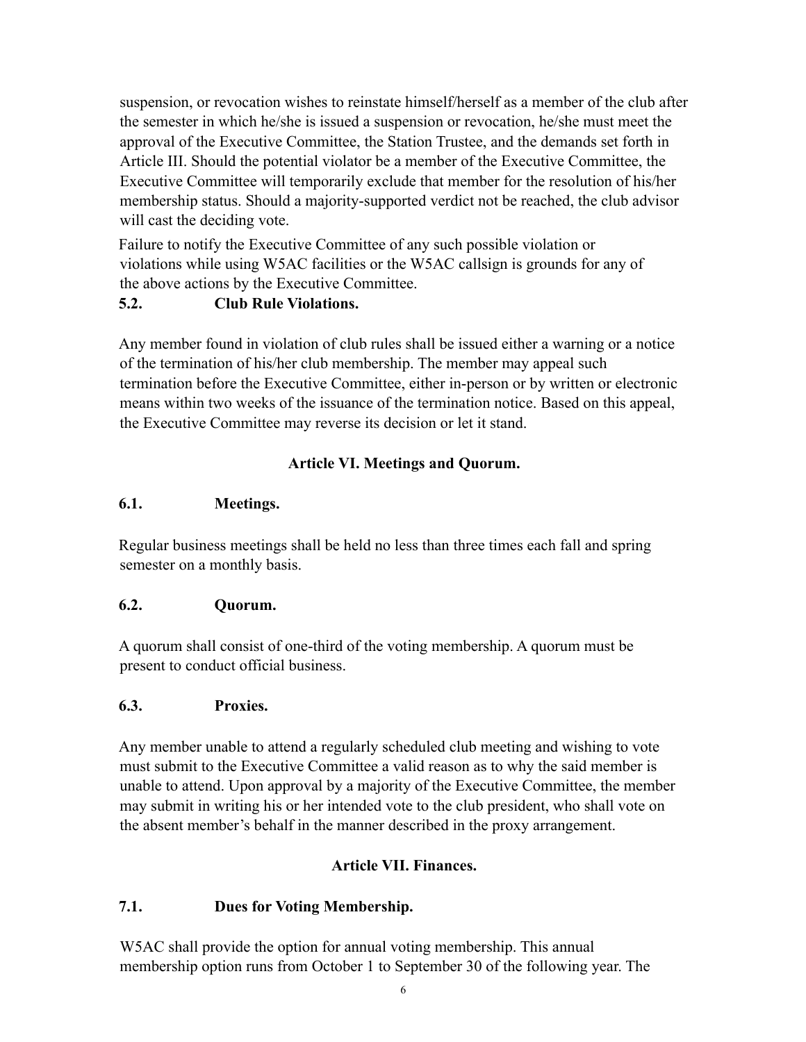suspension, or revocation wishes to reinstate himself/herself as a member of the club after the semester in which he/she is issued a suspension or revocation, he/she must meet the approval of the Executive Committee, the Station Trustee, and the demands set forth in Article III. Should the potential violator be a member of the Executive Committee, the Executive Committee will temporarily exclude that member for the resolution of his/her membership status. Should a majority-supported verdict not be reached, the club advisor will cast the deciding vote.

Failure to notify the Executive Committee of any such possible violation or violations while using W5AC facilities or the W5AC callsign is grounds for any of the above actions by the Executive Committee.

### 5.2. Club Rule Violations.

Any member found in violation of club rules shall be issued either a warning or a notice of the termination of his/her club membership. The member may appeal such termination before the Executive Committee, either in-person or by written or electronic means within two weeks of the issuance of the termination notice. Based on this appeal, the Executive Committee may reverse its decision or let it stand.

## Article VI. Meetings and Quorum.

### 6.1. Meetings.

Regular business meetings shall be held no less than three times each fall and spring semester on a monthly basis.

### 6.2. Quorum.

A quorum shall consist of one-third of the voting membership. A quorum must be present to conduct official business.

### 6.3. Proxies.

Any member unable to attend a regularly scheduled club meeting and wishing to vote must submit to the Executive Committee a valid reason as to why the said member is unable to attend. Upon approval by a majority of the Executive Committee, the member may submit in writing his or her intended vote to the club president, who shall vote on the absent member's behalf in the manner described in the proxy arrangement.

## Article VII. Finances.

### 7.1. Dues for Voting Membership.

W5AC shall provide the option for annual voting membership. This annual membership option runs from October 1 to September 30 of the following year. The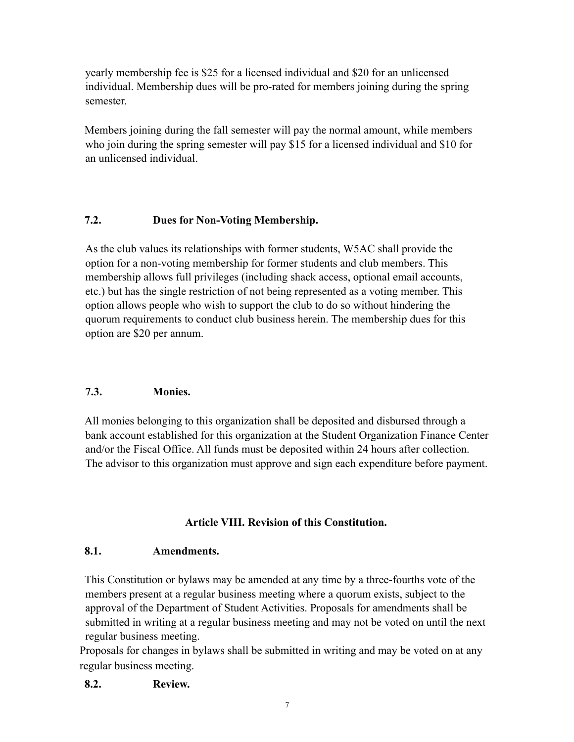yearly membership fee is $25 for a licensed individual and $20 for an unlicensed individual. Membership dues will be pro-rated for members joining during the spring semester.

Members joining during the fall semester will pay the normal amount, while members who join during the spring semester will pay $15 for a licensed individual and $10 for an unlicensed individual.

### 7.2. Dues for Non-Voting Membership.

As the club values its relationships with former students, W5AC shall provide the option for a non-voting membership for former students and club members. This membership allows full privileges (including shack access, optional email accounts, etc.) but has the single restriction of not being represented as a voting member. This option allows people who wish to support the club to do so without hindering the quorum requirements to conduct club business herein. The membership dues for this option are $20 per annum.

### 7.3. Monies.

All monies belonging to this organization shall be deposited and disbursed through a bank account established for this organization at the Student Organization Finance Center and/or the Fiscal Office. All funds must be deposited within 24 hours after collection. The advisor to this organization must approve and sign each expenditure before payment.

## Article VIII. Revision of this Constitution.

### 8.1. Amendments.

This Constitution or bylaws may be amended at any time by a three-fourths vote of the members present at a regular business meeting where a quorum exists, subject to the approval of the Department of Student Activities. Proposals for amendments shall be submitted in writing at a regular business meeting and may not be voted on until the next regular business meeting.

Proposals for changes in bylaws shall be submitted in writing and may be voted on at any regular business meeting.

### 8.2. Review.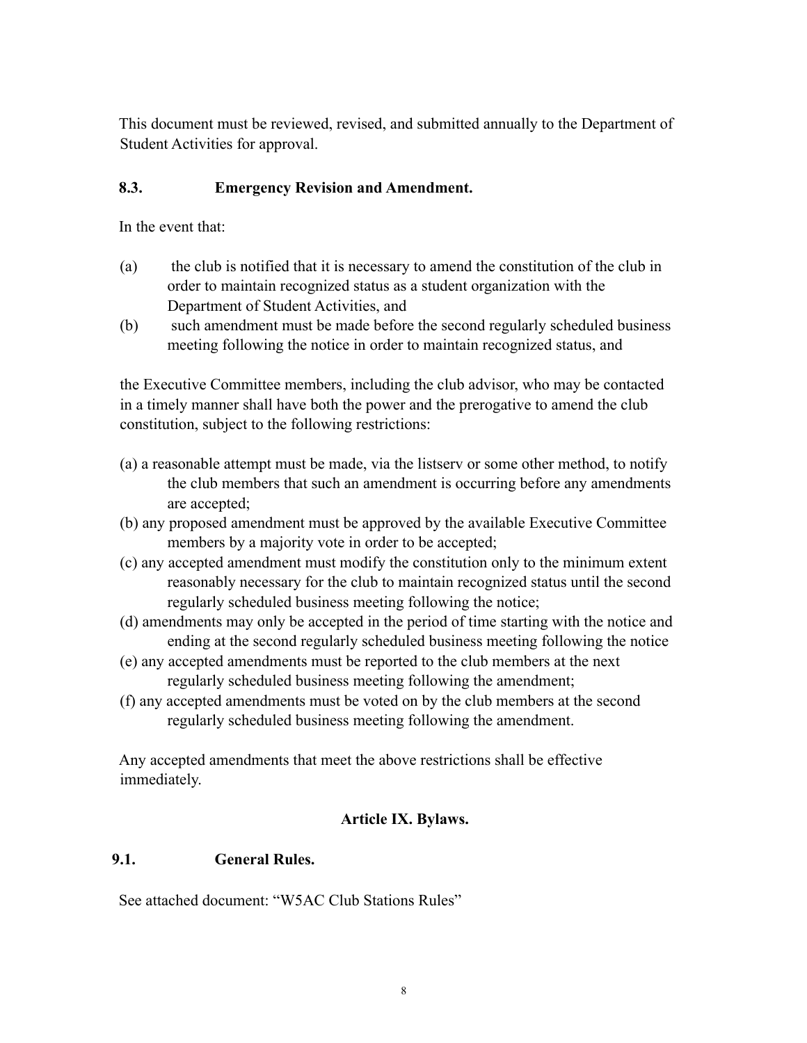This document must be reviewed, revised, and submitted annually to the Department of Student Activities for approval.

### 8.3. Emergency Revision and Amendment.

In the event that:

(a) the club is notified that it is necessary to amend the constitution of the club in order to maintain recognized status as a student organization with the Department of Student Activities, and

(b) such amendment must be made before the second regularly scheduled business meeting following the notice in order to maintain recognized status, and

the Executive Committee members, including the club advisor, who may be contacted in a timely manner shall have both the power and the prerogative to amend the club constitution, subject to the following restrictions:

(a) a reasonable attempt must be made, via the listserv or some other method, to notify the club members that such an amendment is occurring before any amendments are accepted;

(b) any proposed amendment must be approved by the available Executive Committee members by a majority vote in order to be accepted;

(c) any accepted amendment must modify the constitution only to the minimum extent reasonably necessary for the club to maintain recognized status until the second regularly scheduled business meeting following the notice;

(d) amendments may only be accepted in the period of time starting with the notice and ending at the second regularly scheduled business meeting following the notice

(e) any accepted amendments must be reported to the club members at the next regularly scheduled business meeting following the amendment;

(f) any accepted amendments must be voted on by the club members at the second regularly scheduled business meeting following the amendment.

Any accepted amendments that meet the above restrictions shall be effective immediately.

## Article IX. Bylaws.

### 9.1. General Rules.

See attached document: "W5AC Club Stations Rules"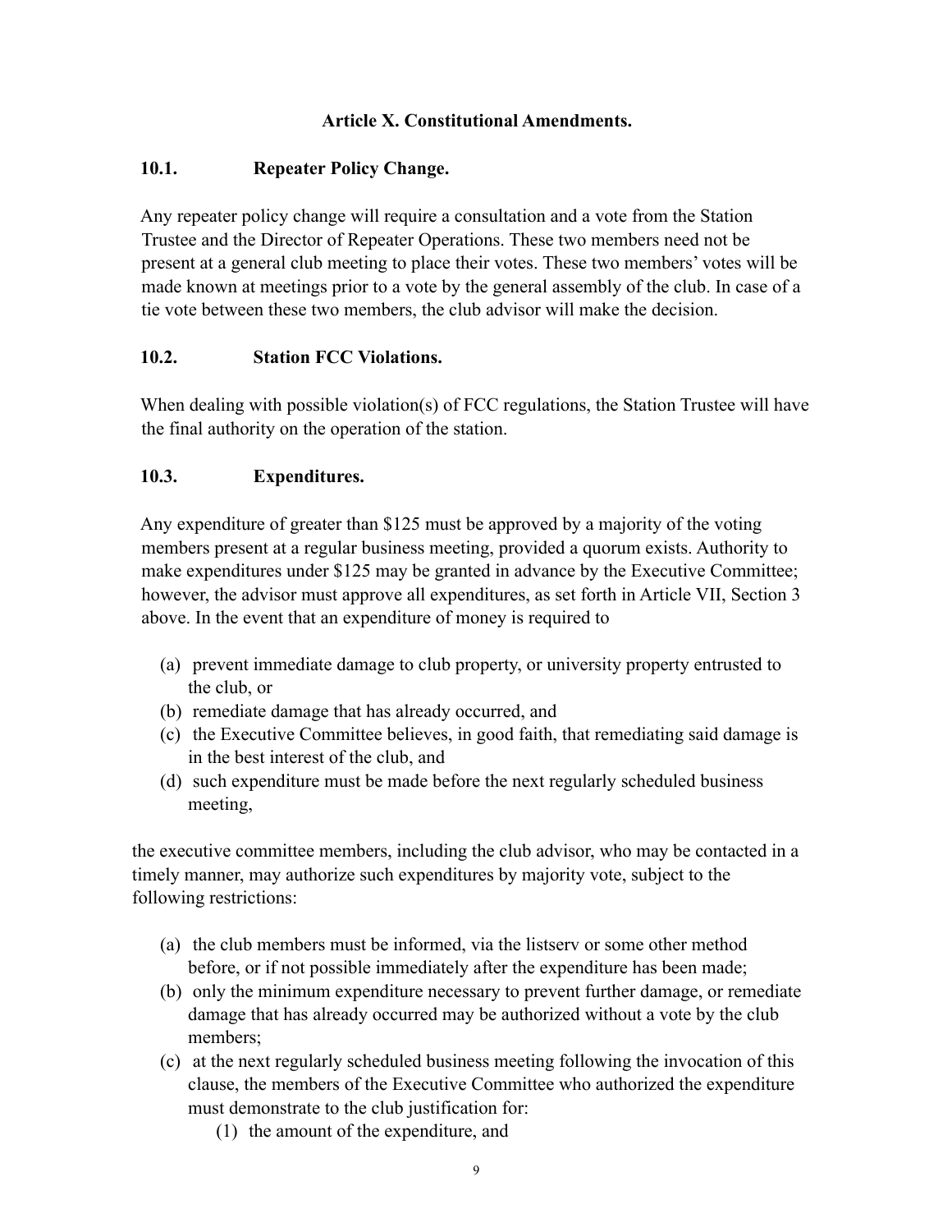## Article X. Constitutional Amendments.

### 10.1. Repeater Policy Change.

Any repeater policy change will require a consultation and a vote from the Station Trustee and the Director of Repeater Operations. These two members need not be present at a general club meeting to place their votes. These two members' votes will be made known at meetings prior to a vote by the general assembly of the club. In case of a tie vote between these two members, the club advisor will make the decision.

### 10.2. Station FCC Violations.

When dealing with possible violation(s) of FCC regulations, the Station Trustee will have the final authority on the operation of the station.

### 10.3. Expenditures.

Any expenditure of greater than $125 must be approved by a majority of the voting members present at a regular business meeting, provided a quorum exists. Authority to make expenditures under $125 may be granted in advance by the Executive Committee; however, the advisor must approve all expenditures, as set forth in Article VII, Section 3 above. In the event that an expenditure of money is required to

- (a) prevent immediate damage to club property, or university property entrusted to the club, or
- (b) remediate damage that has already occurred, and
- (c) the Executive Committee believes, in good faith, that remediating said damage is in the best interest of the club, and
- (d) such expenditure must be made before the next regularly scheduled business meeting,

the executive committee members, including the club advisor, who may be contacted in a timely manner, may authorize such expenditures by majority vote, subject to the following restrictions:

- (a) the club members must be informed, via the listserv or some other method before, or if not possible immediately after the expenditure has been made;
- (b) only the minimum expenditure necessary to prevent further damage, or remediate damage that has already occurred may be authorized without a vote by the club members;
- (c) at the next regularly scheduled business meeting following the invocation of this clause, the members of the Executive Committee who authorized the expenditure must demonstrate to the club justification for:
    - (1) the amount of the expenditure, and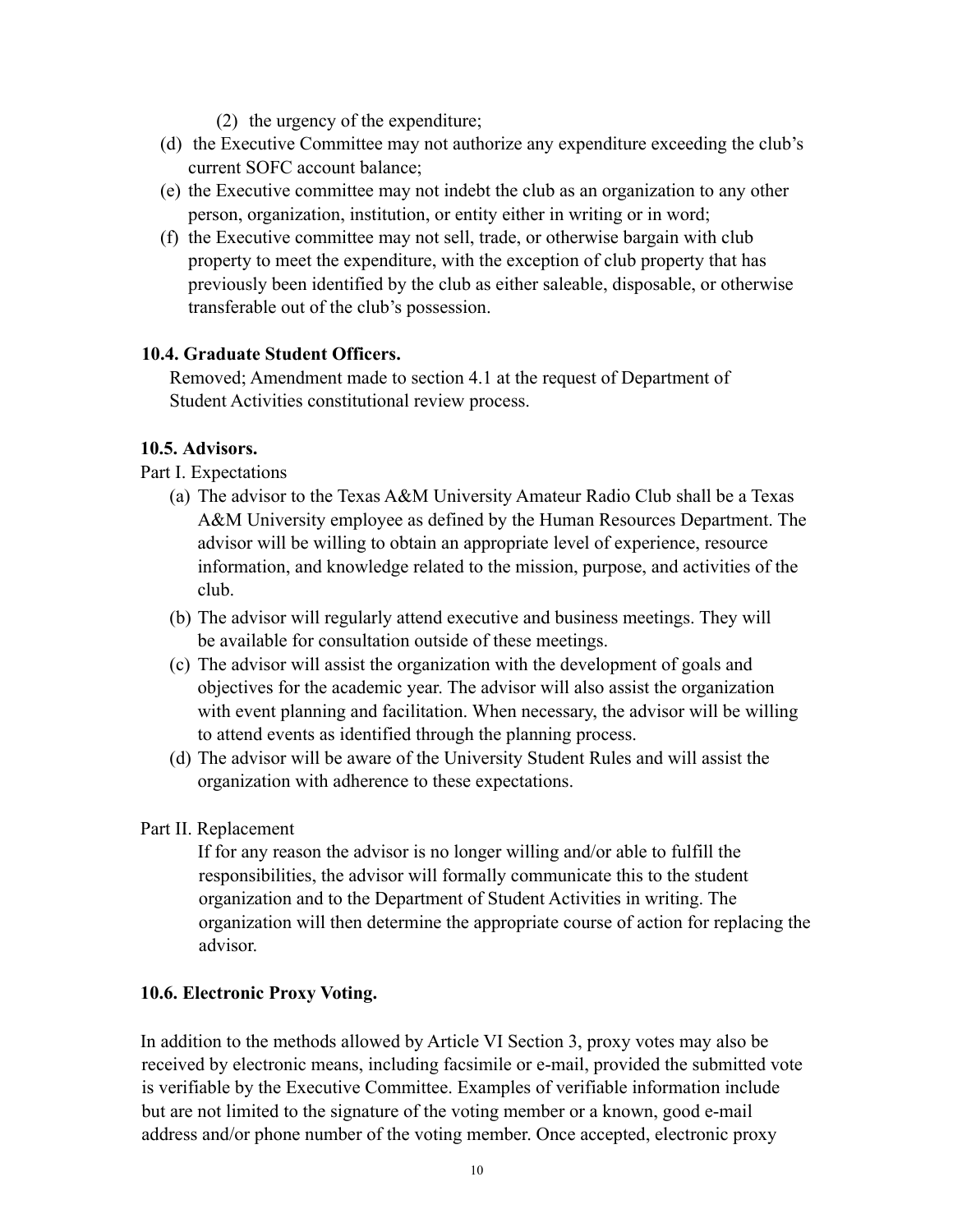(2) the urgency of the expenditure;

(d) the Executive Committee may not authorize any expenditure exceeding the club's current SOFC account balance;

(e) the Executive committee may not indebt the club as an organization to any other person, organization, institution, or entity either in writing or in word;

(f) the Executive committee may not sell, trade, or otherwise bargain with club property to meet the expenditure, with the exception of club property that has previously been identified by the club as either saleable, disposable, or otherwise transferable out of the club's possession.

**10.4. Graduate Student Officers.**

Removed; Amendment made to section 4.1 at the request of Department of Student Activities constitutional review process.

**10.5. Advisors.**

Part I. Expectations

(a) The advisor to the Texas A&M University Amateur Radio Club shall be a Texas A&M University employee as defined by the Human Resources Department. The advisor will be willing to obtain an appropriate level of experience, resource information, and knowledge related to the mission, purpose, and activities of the club.

(b) The advisor will regularly attend executive and business meetings. They will be available for consultation outside of these meetings.

(c) The advisor will assist the organization with the development of goals and objectives for the academic year. The advisor will also assist the organization with event planning and facilitation. When necessary, the advisor will be willing to attend events as identified through the planning process.

(d) The advisor will be aware of the University Student Rules and will assist the organization with adherence to these expectations.

Part II. Replacement

If for any reason the advisor is no longer willing and/or able to fulfill the responsibilities, the advisor will formally communicate this to the student organization and to the Department of Student Activities in writing. The organization will then determine the appropriate course of action for replacing the advisor.

**10.6. Electronic Proxy Voting.**

In addition to the methods allowed by Article VI Section 3, proxy votes may also be received by electronic means, including facsimile or e-mail, provided the submitted vote is verifiable by the Executive Committee. Examples of verifiable information include but are not limited to the signature of the voting member or a known, good e-mail address and/or phone number of the voting member. Once accepted, electronic proxy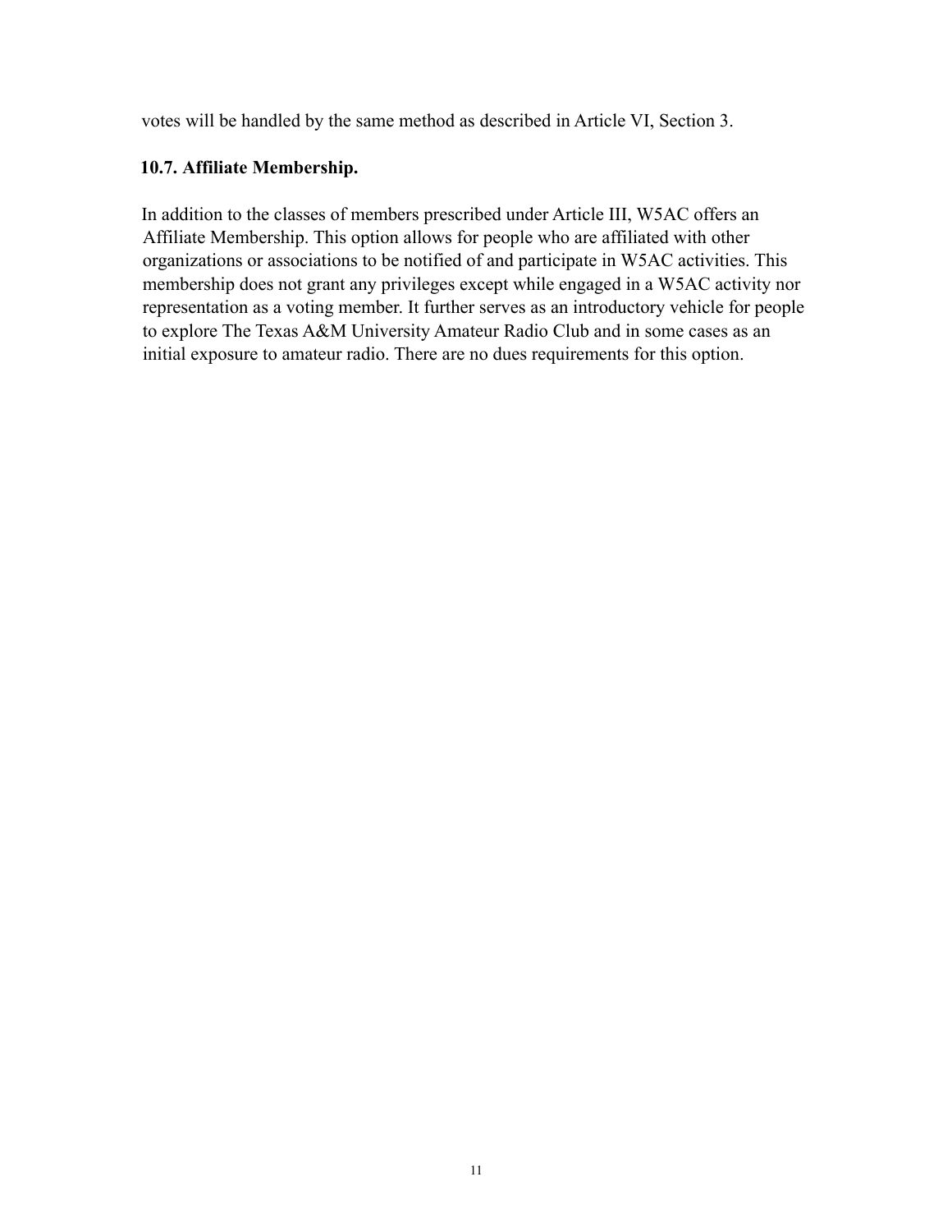votes will be handled by the same method as described in Article VI, Section 3.

### 10.7. Affiliate Membership.

In addition to the classes of members prescribed under Article III, W5AC offers an Affiliate Membership. This option allows for people who are affiliated with other organizations or associations to be notified of and participate in W5AC activities. This membership does not grant any privileges except while engaged in a W5AC activity nor representation as a voting member. It further serves as an introductory vehicle for people to explore The Texas A&M University Amateur Radio Club and in some cases as an initial exposure to amateur radio. There are no dues requirements for this option.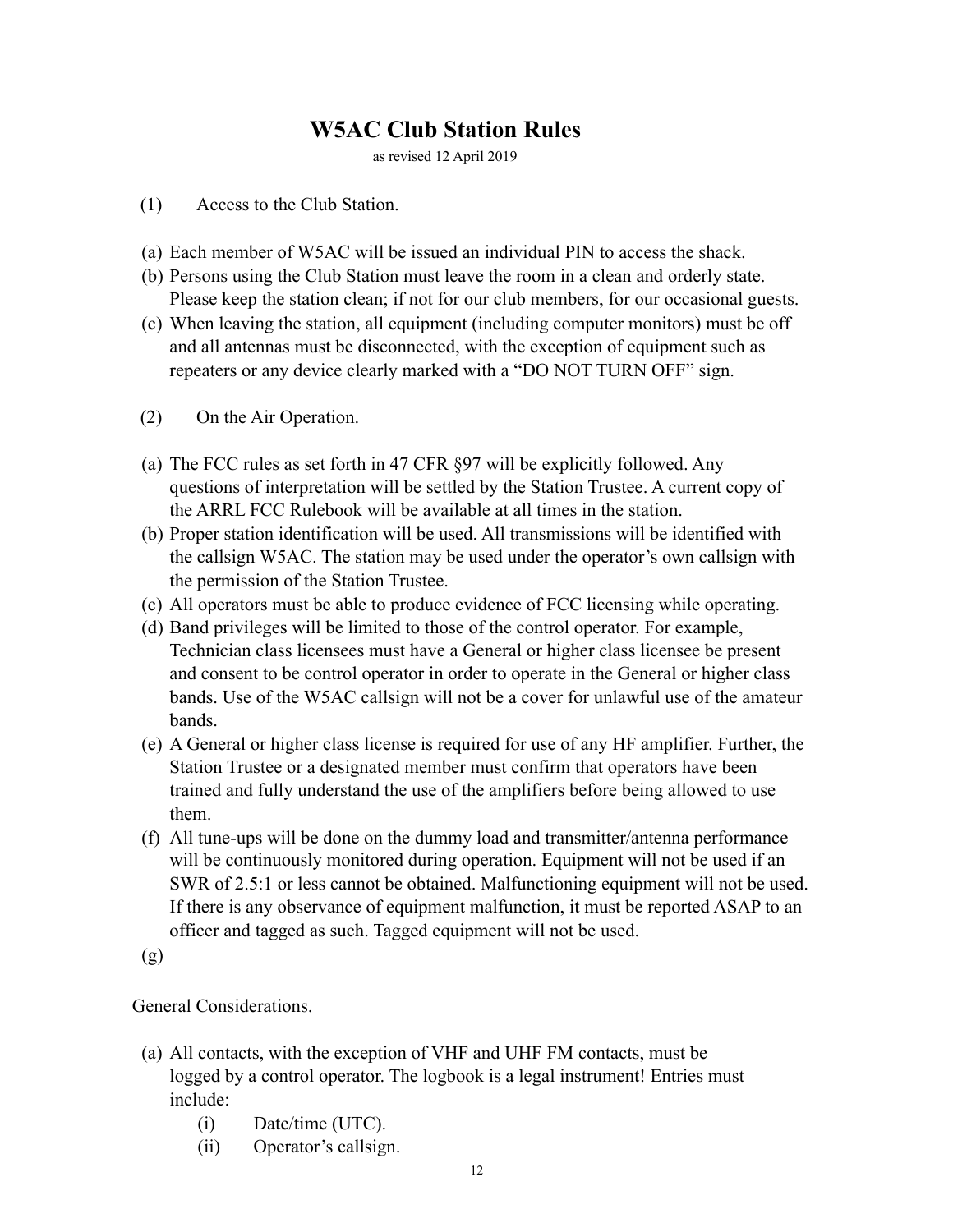# W5AC Club Station Rules

as revised 12 April 2019

(1) Access to the Club Station.

(a) Each member of W5AC will be issued an individual PIN to access the shack.
(b) Persons using the Club Station must leave the room in a clean and orderly state. Please keep the station clean; if not for our club members, for our occasional guests.
(c) When leaving the station, all equipment (including computer monitors) must be off and all antennas must be disconnected, with the exception of equipment such as repeaters or any device clearly marked with a "DO NOT TURN OFF" sign.

(2) On the Air Operation.

(a) The FCC rules as set forth in 47 CFR §97 will be explicitly followed. Any questions of interpretation will be settled by the Station Trustee. A current copy of the ARRL FCC Rulebook will be available at all times in the station.
(b) Proper station identification will be used. All transmissions will be identified with the callsign W5AC. The station may be used under the operator's own callsign with the permission of the Station Trustee.
(c) All operators must be able to produce evidence of FCC licensing while operating.
(d) Band privileges will be limited to those of the control operator. For example, Technician class licensees must have a General or higher class licensee be present and consent to be control operator in order to operate in the General or higher class bands. Use of the W5AC callsign will not be a cover for unlawful use of the amateur bands.
(e) A General or higher class license is required for use of any HF amplifier. Further, the Station Trustee or a designated member must confirm that operators have been trained and fully understand the use of the amplifiers before being allowed to use them.
(f) All tune-ups will be done on the dummy load and transmitter/antenna performance will be continuously monitored during operation. Equipment will not be used if an SWR of 2.5:1 or less cannot be obtained. Malfunctioning equipment will not be used. If there is any observance of equipment malfunction, it must be reported ASAP to an officer and tagged as such. Tagged equipment will not be used.
(g)

General Considerations.

(a) All contacts, with the exception of VHF and UHF FM contacts, must be logged by a control operator. The logbook is a legal instrument! Entries must include:
    (i) Date/time (UTC).
    (ii) Operator's callsign.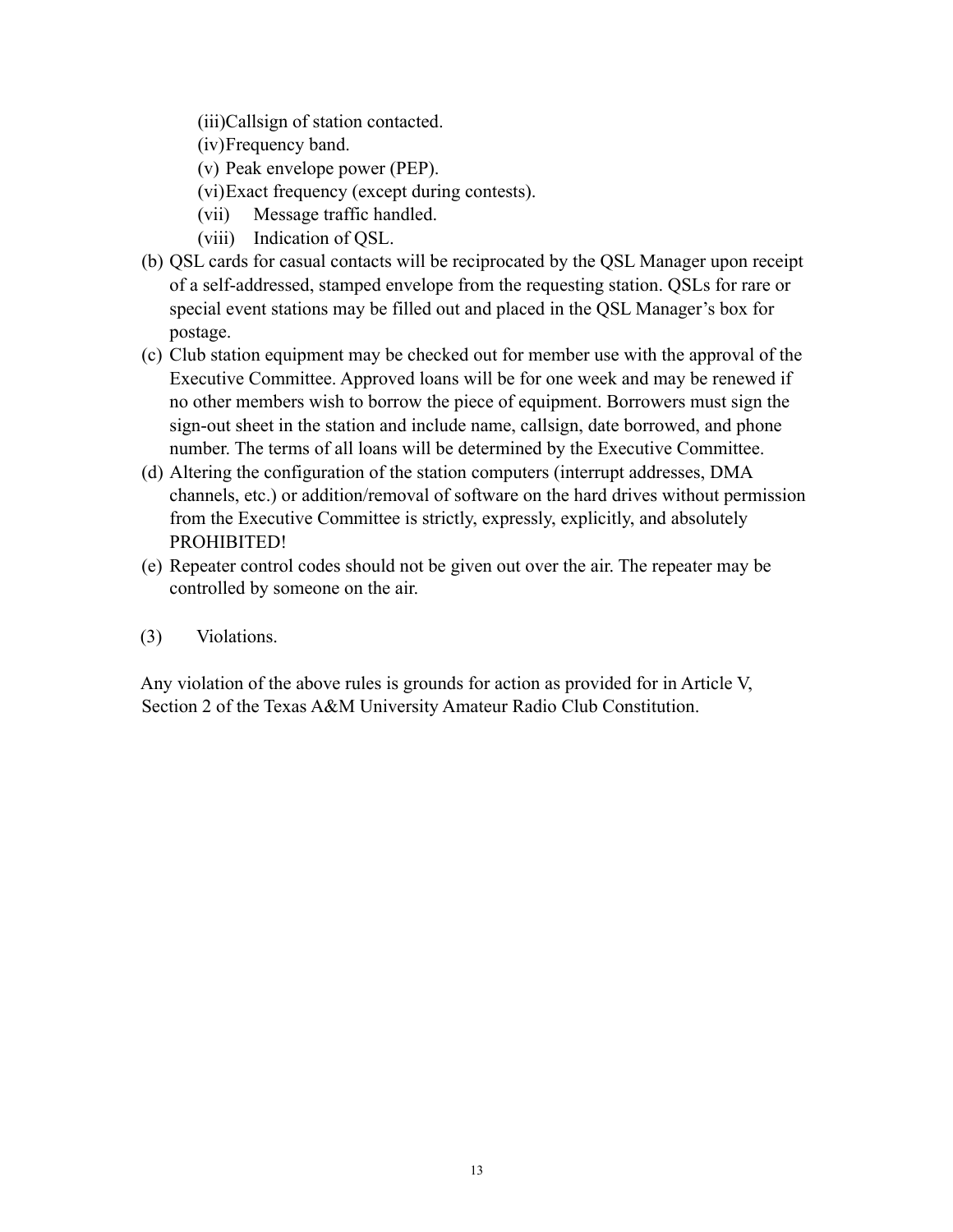(iii) Callsign of station contacted.
(iv) Frequency band.
(v) Peak envelope power (PEP).
(vi) Exact frequency (except during contests).
(vii) Message traffic handled.
(viii) Indication of QSL.

(b) QSL cards for casual contacts will be reciprocated by the QSL Manager upon receipt of a self-addressed, stamped envelope from the requesting station. QSLs for rare or special event stations may be filled out and placed in the QSL Manager's box for postage.

(c) Club station equipment may be checked out for member use with the approval of the Executive Committee. Approved loans will be for one week and may be renewed if no other members wish to borrow the piece of equipment. Borrowers must sign the sign-out sheet in the station and include name, callsign, date borrowed, and phone number. The terms of all loans will be determined by the Executive Committee.

(d) Altering the configuration of the station computers (interrupt addresses, DMA channels, etc.) or addition/removal of software on the hard drives without permission from the Executive Committee is strictly, expressly, explicitly, and absolutely PROHIBITED!

(e) Repeater control codes should not be given out over the air. The repeater may be controlled by someone on the air.

(3) Violations.

Any violation of the above rules is grounds for action as provided for in Article V, Section 2 of the Texas A&M University Amateur Radio Club Constitution.